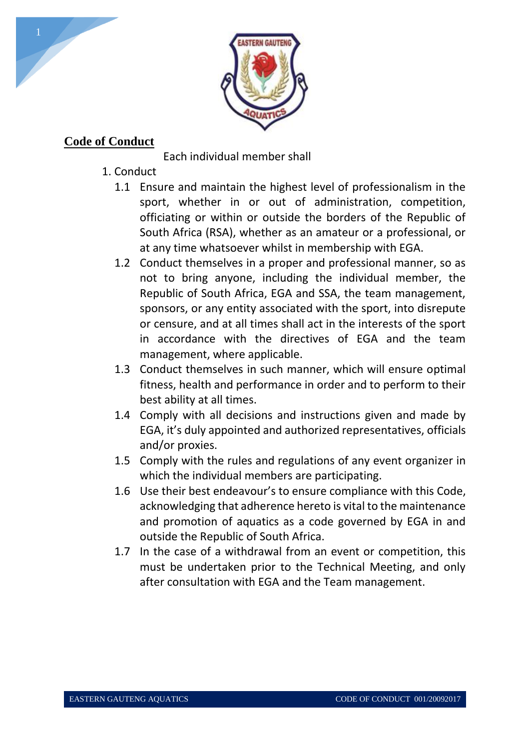## Code of Conduct

Each individual member shall

1. Conduct
   1.1 Ensure and maintain the highest level of professionalism in the sport, whether in or out of administration, competition, officiating or within or outside the borders of the Republic of South Africa (RSA), whether as an amateur or a professional, or at any time whatsoever whilst in membership with EGA.
   1.2 Conduct themselves in a proper and professional manner, so as not to bring anyone, including the individual member, the Republic of South Africa, EGA and SSA, the team management, sponsors, or any entity associated with the sport, into disrepute or censure, and at all times shall act in the interests of the sport in accordance with the directives of EGA and the team management, where applicable.
   1.3 Conduct themselves in such manner, which will ensure optimal fitness, health and performance in order and to perform to their best ability at all times.
   1.4 Comply with all decisions and instructions given and made by EGA, it's duly appointed and authorized representatives, officials and/or proxies.
   1.5 Comply with the rules and regulations of any event organizer in which the individual members are participating.
   1.6 Use their best endeavour's to ensure compliance with this Code, acknowledging that adherence hereto is vital to the maintenance and promotion of aquatics as a code governed by EGA in and outside the Republic of South Africa.
   1.7 In the case of a withdrawal from an event or competition, this must be undertaken prior to the Technical Meeting, and only after consultation with EGA and the Team management.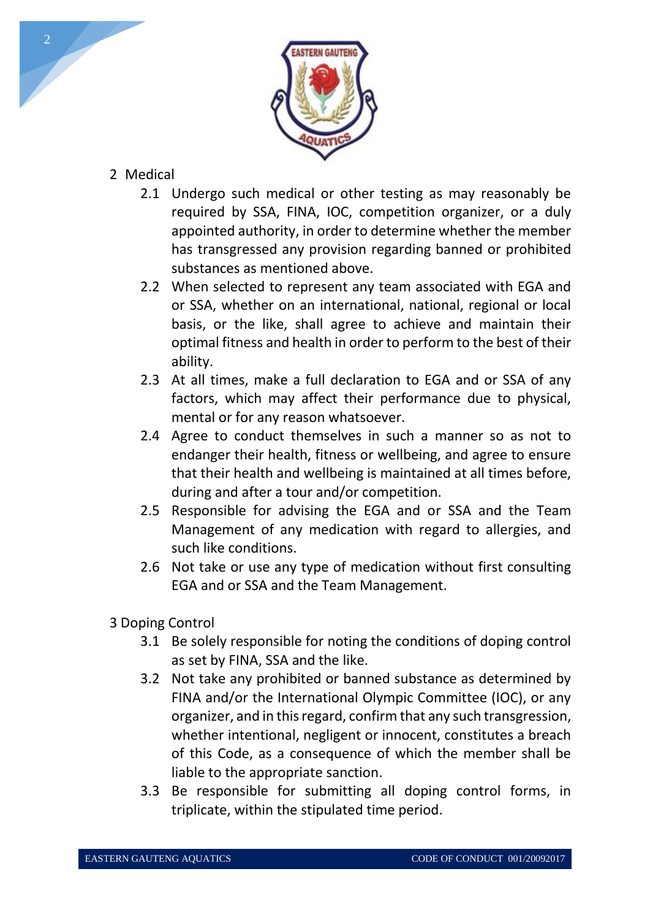## 2 Medical

2.1 Undergo such medical or other testing as may reasonably be required by SSA, FINA, IOC, competition organizer, or a duly appointed authority, in order to determine whether the member has transgressed any provision regarding banned or prohibited substances as mentioned above.

2.2 When selected to represent any team associated with EGA and or SSA, whether on an international, national, regional or local basis, or the like, shall agree to achieve and maintain their optimal fitness and health in order to perform to the best of their ability.

2.3 At all times, make a full declaration to EGA and or SSA of any factors, which may affect their performance due to physical, mental or for any reason whatsoever.

2.4 Agree to conduct themselves in such a manner so as not to endanger their health, fitness or wellbeing, and agree to ensure that their health and wellbeing is maintained at all times before, during and after a tour and/or competition.

2.5 Responsible for advising the EGA and or SSA and the Team Management of any medication with regard to allergies, and such like conditions.

2.6 Not take or use any type of medication without first consulting EGA and or SSA and the Team Management.

## 3 Doping Control

3.1 Be solely responsible for noting the conditions of doping control as set by FINA, SSA and the like.

3.2 Not take any prohibited or banned substance as determined by FINA and/or the International Olympic Committee (IOC), or any organizer, and in this regard, confirm that any such transgression, whether intentional, negligent or innocent, constitutes a breach of this Code, as a consequence of which the member shall be liable to the appropriate sanction.

3.3 Be responsible for submitting all doping control forms, in triplicate, within the stipulated time period.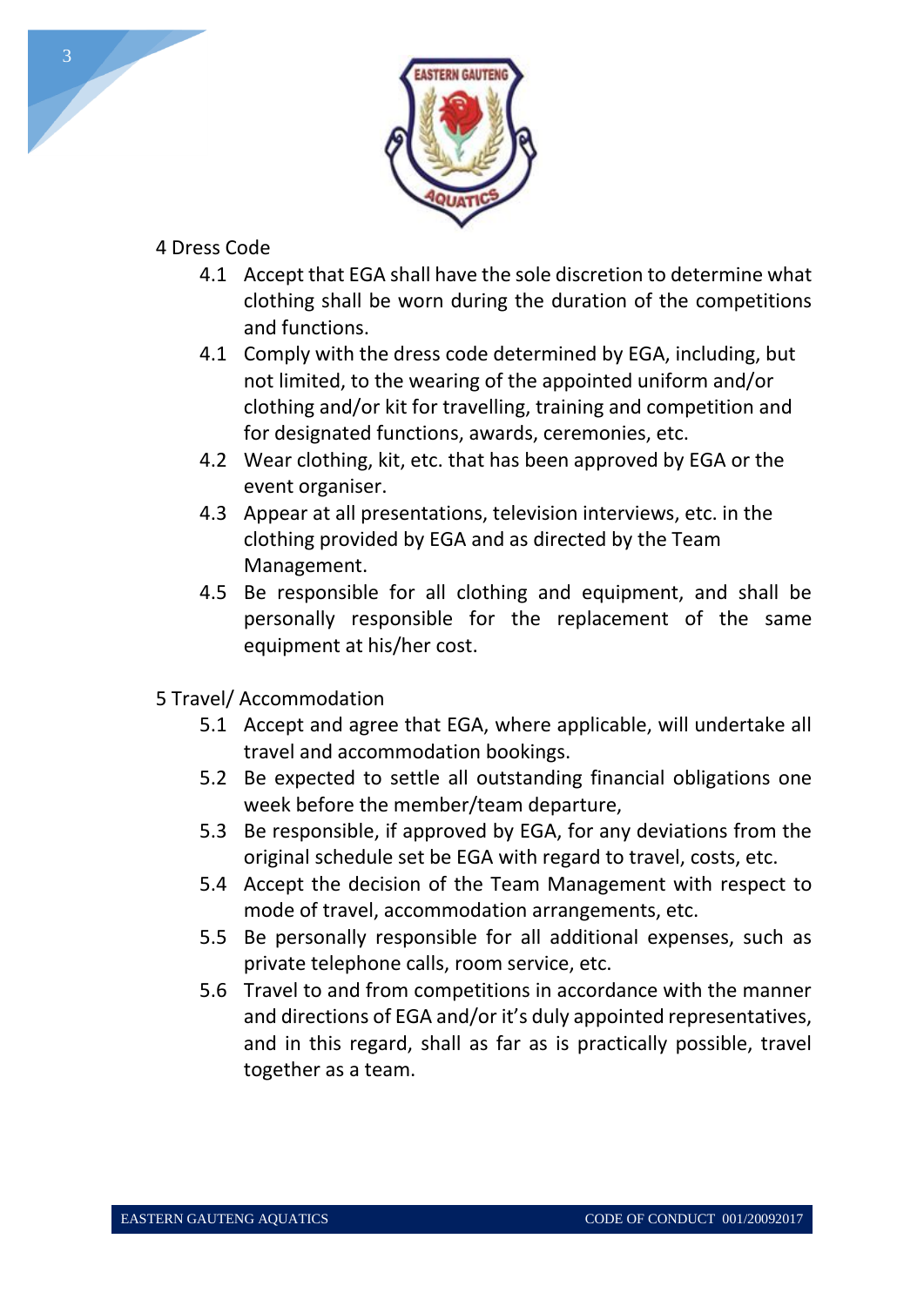## 4 Dress Code

4.1 Accept that EGA shall have the sole discretion to determine what clothing shall be worn during the duration of the competitions and functions.

4.1 Comply with the dress code determined by EGA, including, but not limited, to the wearing of the appointed uniform and/or clothing and/or kit for travelling, training and competition and for designated functions, awards, ceremonies, etc.

4.2 Wear clothing, kit, etc. that has been approved by EGA or the event organiser.

4.3 Appear at all presentations, television interviews, etc. in the clothing provided by EGA and as directed by the Team Management.

4.5 Be responsible for all clothing and equipment, and shall be personally responsible for the replacement of the same equipment at his/her cost.

## 5 Travel/ Accommodation

5.1 Accept and agree that EGA, where applicable, will undertake all travel and accommodation bookings.

5.2 Be expected to settle all outstanding financial obligations one week before the member/team departure,

5.3 Be responsible, if approved by EGA, for any deviations from the original schedule set be EGA with regard to travel, costs, etc.

5.4 Accept the decision of the Team Management with respect to mode of travel, accommodation arrangements, etc.

5.5 Be personally responsible for all additional expenses, such as private telephone calls, room service, etc.

5.6 Travel to and from competitions in accordance with the manner and directions of EGA and/or it's duly appointed representatives, and in this regard, shall as far as is practically possible, travel together as a team.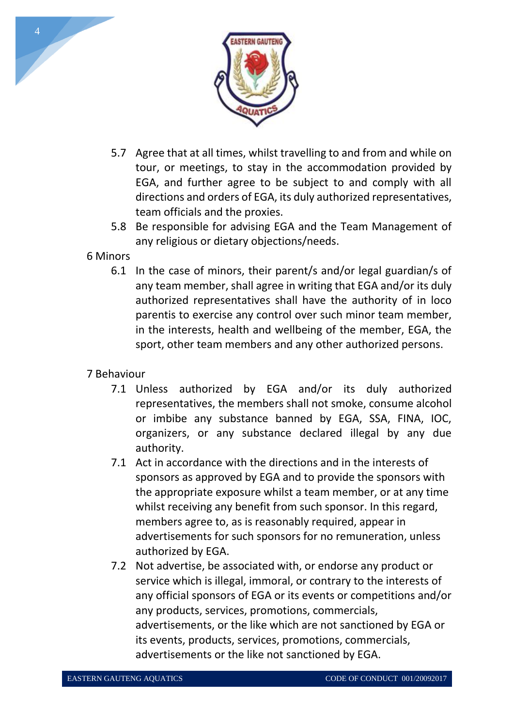5.7 Agree that at all times, whilst travelling to and from and while on tour, or meetings, to stay in the accommodation provided by EGA, and further agree to be subject to and comply with all directions and orders of EGA, its duly authorized representatives, team officials and the proxies.

5.8 Be responsible for advising EGA and the Team Management of any religious or dietary objections/needs.

## 6 Minors

6.1 In the case of minors, their parent/s and/or legal guardian/s of any team member, shall agree in writing that EGA and/or its duly authorized representatives shall have the authority of in loco parentis to exercise any control over such minor team member, in the interests, health and wellbeing of the member, EGA, the sport, other team members and any other authorized persons.

## 7 Behaviour

7.1 Unless authorized by EGA and/or its duly authorized representatives, the members shall not smoke, consume alcohol or imbibe any substance banned by EGA, SSA, FINA, IOC, organizers, or any substance declared illegal by any due authority.

7.1 Act in accordance with the directions and in the interests of sponsors as approved by EGA and to provide the sponsors with the appropriate exposure whilst a team member, or at any time whilst receiving any benefit from such sponsor. In this regard, members agree to, as is reasonably required, appear in advertisements for such sponsors for no remuneration, unless authorized by EGA.

7.2 Not advertise, be associated with, or endorse any product or service which is illegal, immoral, or contrary to the interests of any official sponsors of EGA or its events or competitions and/or any products, services, promotions, commercials, advertisements, or the like which are not sanctioned by EGA or its events, products, services, promotions, commercials, advertisements or the like not sanctioned by EGA.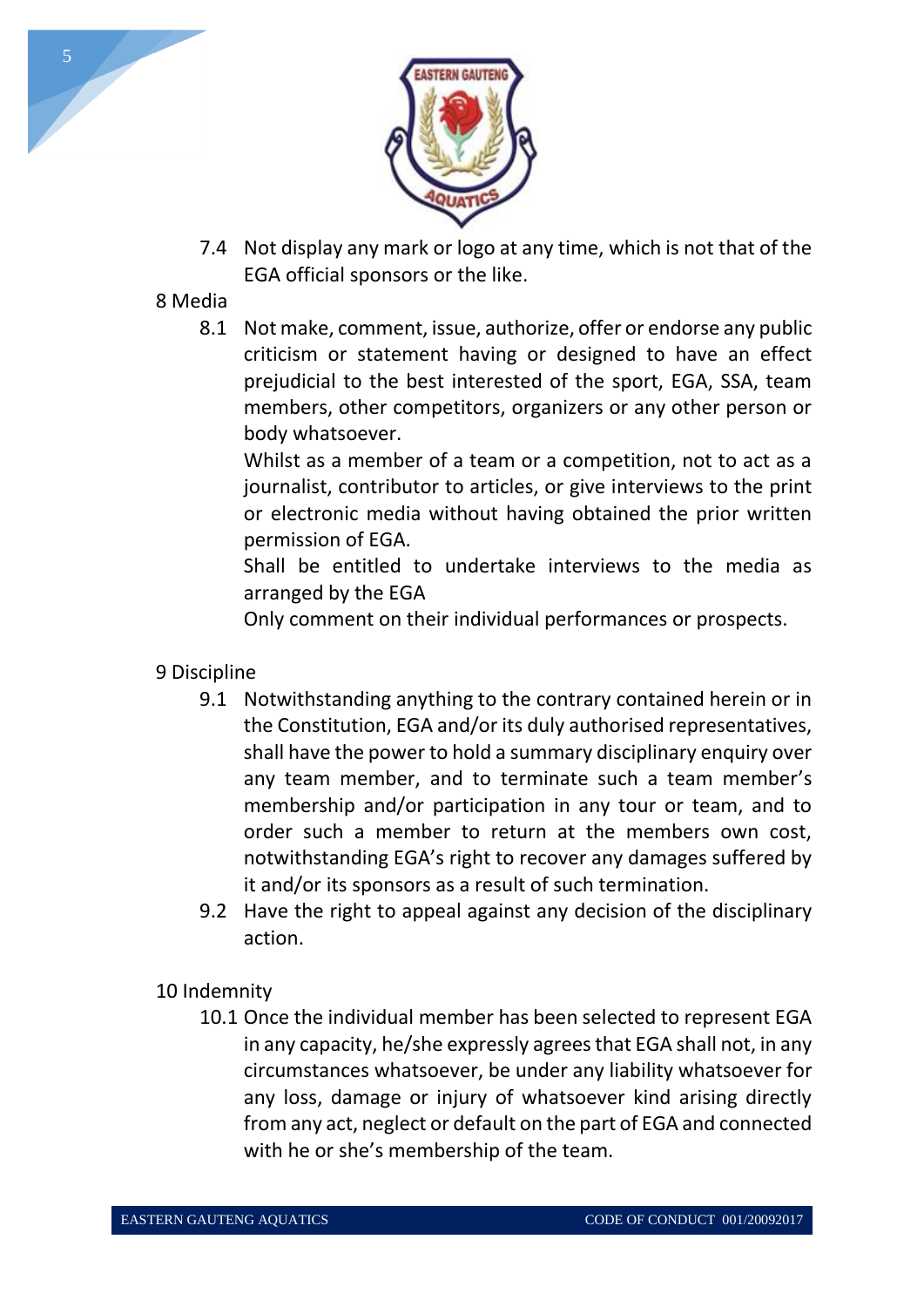7.4 Not display any mark or logo at any time, which is not that of the EGA official sponsors or the like.

8 Media

8.1 Not make, comment, issue, authorize, offer or endorse any public criticism or statement having or designed to have an effect prejudicial to the best interested of the sport, EGA, SSA, team members, other competitors, organizers or any other person or body whatsoever.

Whilst as a member of a team or a competition, not to act as a journalist, contributor to articles, or give interviews to the print or electronic media without having obtained the prior written permission of EGA.

Shall be entitled to undertake interviews to the media as arranged by the EGA

Only comment on their individual performances or prospects.

9 Discipline

9.1 Notwithstanding anything to the contrary contained herein or in the Constitution, EGA and/or its duly authorised representatives, shall have the power to hold a summary disciplinary enquiry over any team member, and to terminate such a team member's membership and/or participation in any tour or team, and to order such a member to return at the members own cost, notwithstanding EGA's right to recover any damages suffered by it and/or its sponsors as a result of such termination.

9.2 Have the right to appeal against any decision of the disciplinary action.

10 Indemnity

10.1 Once the individual member has been selected to represent EGA in any capacity, he/she expressly agrees that EGA shall not, in any circumstances whatsoever, be under any liability whatsoever for any loss, damage or injury of whatsoever kind arising directly from any act, neglect or default on the part of EGA and connected with he or she's membership of the team.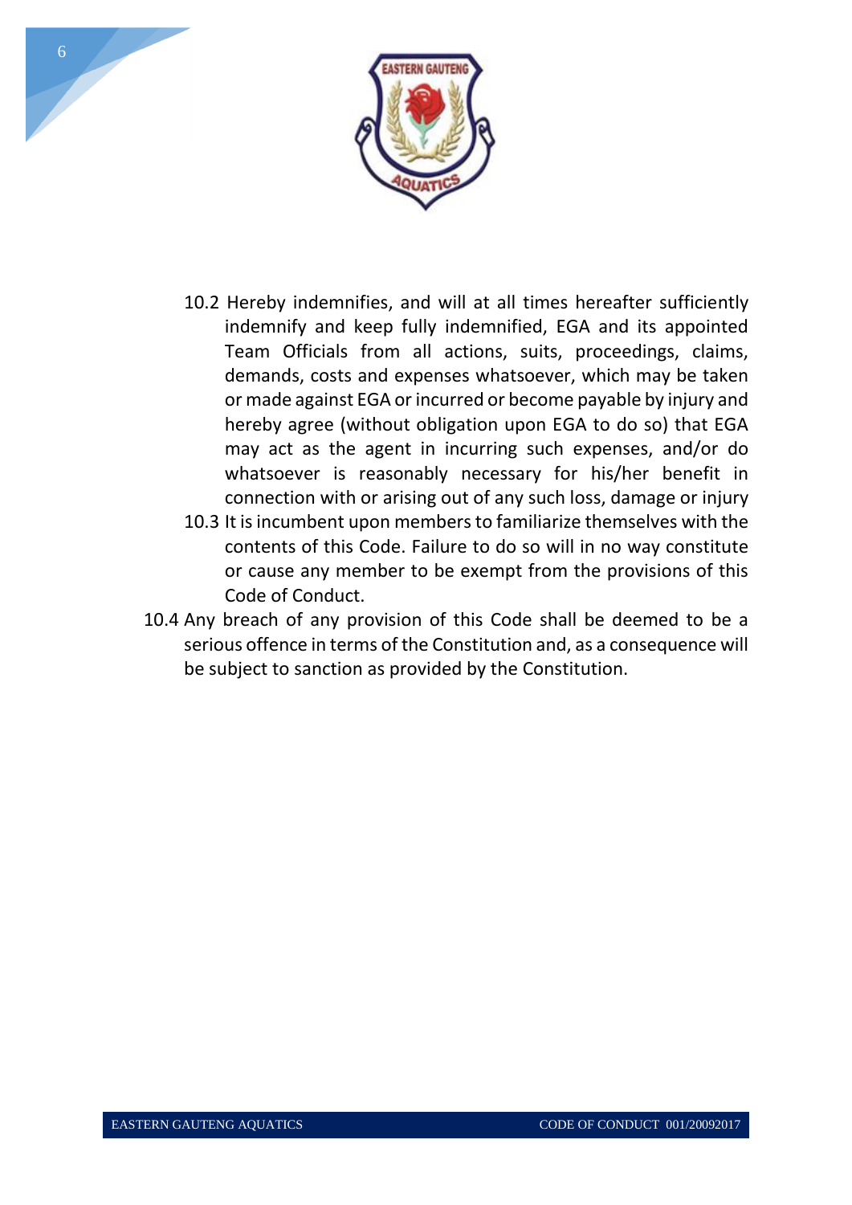10.2 Hereby indemnifies, and will at all times hereafter sufficiently indemnify and keep fully indemnified, EGA and its appointed Team Officials from all actions, suits, proceedings, claims, demands, costs and expenses whatsoever, which may be taken or made against EGA or incurred or become payable by injury and hereby agree (without obligation upon EGA to do so) that EGA may act as the agent in incurring such expenses, and/or do whatsoever is reasonably necessary for his/her benefit in connection with or arising out of any such loss, damage or injury

10.3 It is incumbent upon members to familiarize themselves with the contents of this Code. Failure to do so will in no way constitute or cause any member to be exempt from the provisions of this Code of Conduct.

10.4 Any breach of any provision of this Code shall be deemed to be a serious offence in terms of the Constitution and, as a consequence will be subject to sanction as provided by the Constitution.